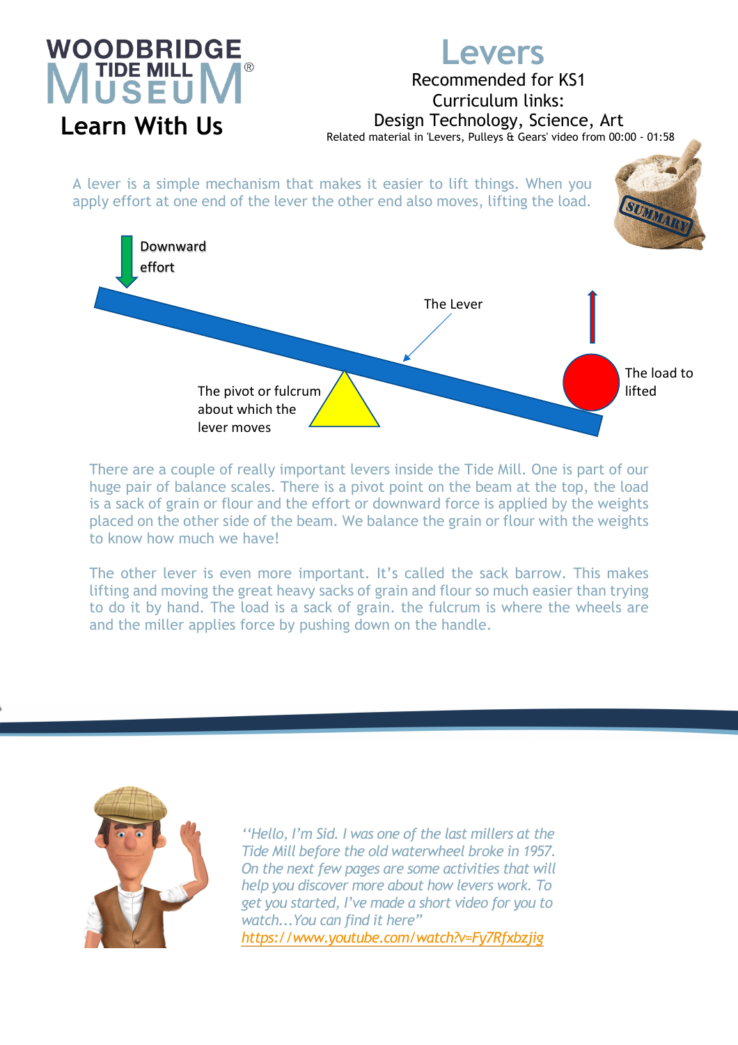WOODBRIDGE TIDE MILL MUSEUM®

**Learn With Us**

# Levers

Recommended for KS1

Curriculum links:

Design Technology, Science, Art

Related material in 'Levers, Pulleys & Gears' video from 00:00 - 01:58

A lever is a simple mechanism that makes it easier to lift things. When you apply effort at one end of the lever the other end also moves, lifting the load.

Downward effort

The Lever

The pivot or fulcrum about which the lever moves

The load to lifted

There are a couple of really important levers inside the Tide Mill. One is part of our huge pair of balance scales. There is a pivot point on the beam at the top, the load is a sack of grain or flour and the effort or downward force is applied by the weights placed on the other side of the beam. We balance the grain or flour with the weights to know how much we have!

The other lever is even more important. It's called the sack barrow. This makes lifting and moving the great heavy sacks of grain and flour so much easier than trying to do it by hand. The load is a sack of grain. the fulcrum is where the wheels are and the miller applies force by pushing down on the handle.

*"Hello, I'm Sid. I was one of the last millers at the Tide Mill before the old waterwheel broke in 1957. On the next few pages are some activities that will help you discover more about how levers work. To get you started, I've made a short video for you to watch...You can find it here"*
*https://www.youtube.com/watch?v=Fy7Rfxbzjig*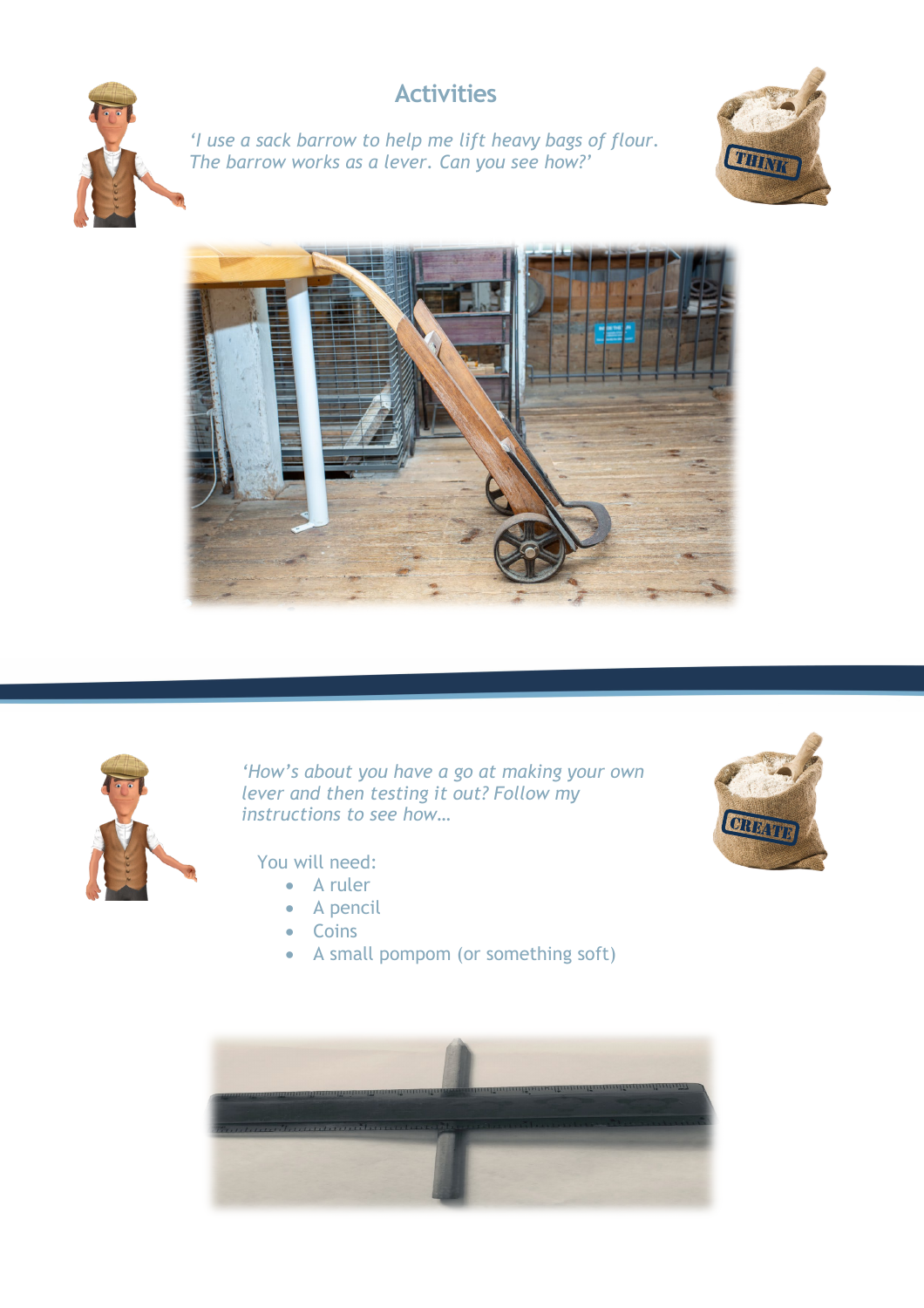## Activities

*'I use a sack barrow to help me lift heavy bags of flour. The barrow works as a lever. Can you see how?'*

*'How's about you have a go at making your own lever and then testing it out? Follow my instructions to see how…*

You will need:

- A ruler
- A pencil
- Coins
- A small pompom (or something soft)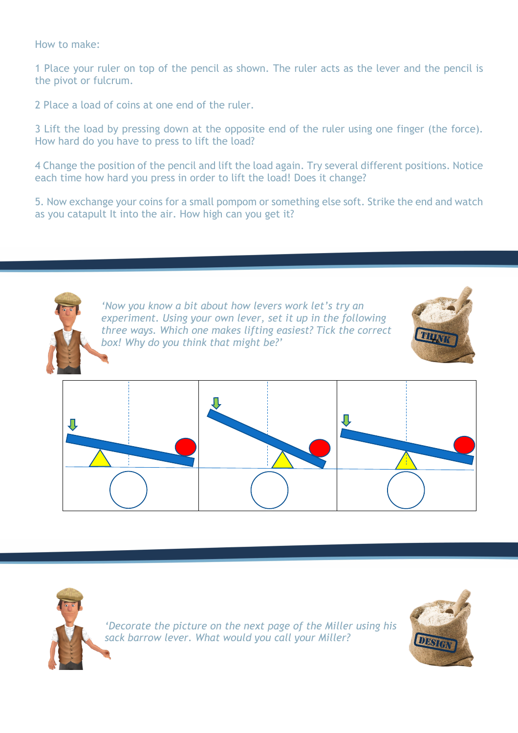How to make:

1 Place your ruler on top of the pencil as shown. The ruler acts as the lever and the pencil is the pivot or fulcrum.

2 Place a load of coins at one end of the ruler.

3 Lift the load by pressing down at the opposite end of the ruler using one finger (the force). How hard do you have to press to lift the load?

4 Change the position of the pencil and lift the load again. Try several different positions. Notice each time how hard you press in order to lift the load! Does it change?

5. Now exchange your coins for a small pompom or something else soft. Strike the end and watch as you catapult It into the air. How high can you get it?

*'Now you know a bit about how levers work let's try an experiment. Using your own lever, set it up in the following three ways. Which one makes lifting easiest? Tick the correct box! Why do you think that might be?'*

THINK

*'Decorate the picture on the next page of the Miller using his sack barrow lever. What would you call your Miller?*

DESIGN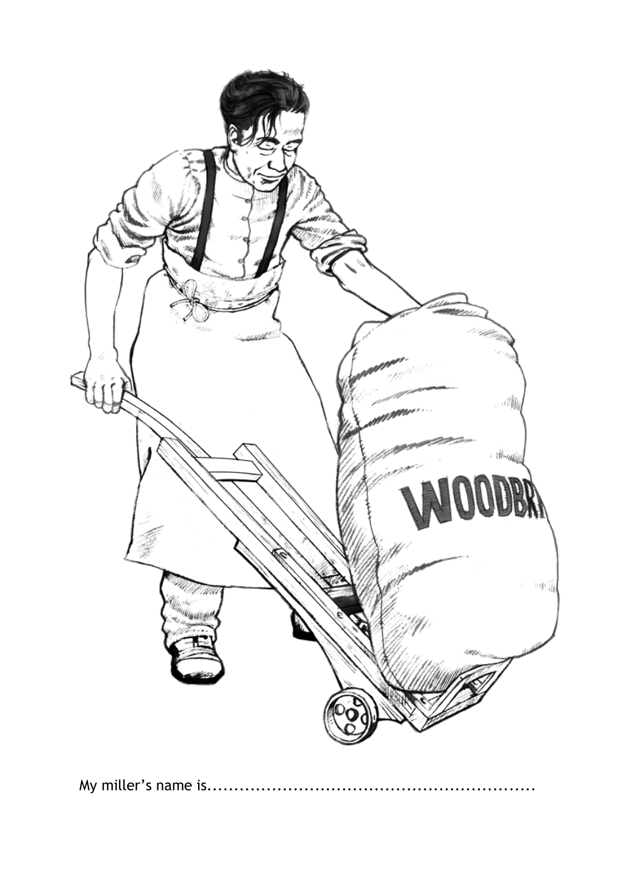My miller's name is............................................................